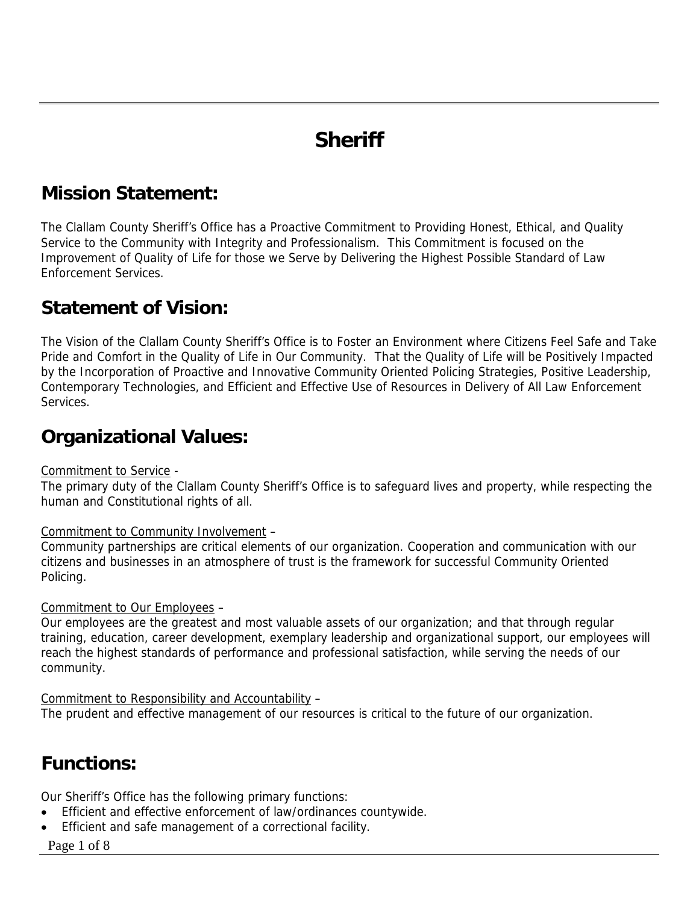# Sheriff

## Mission Statement:

The Clallam County Sheriff's Office has a Proactive Commitment to Providing Honest, Ethical, and Quality Service to the Community with Integrity and Professionalism. This Commitment is focused on the Improvement of Quality of Life for those we Serve by Delivering the Highest Possible Standard of Law Enforcement Services.

## Statement of Vision:

The Vision of the Clallam County Sheriff's Office is to Foster an Environment where Citizens Feel Safe and Take Pride and Comfort in the Quality of Life in Our Community. That the Quality of Life will be Positively Impacted by the Incorporation of Proactive and Innovative Community Oriented Policing Strategies, Positive Leadership, Contemporary Technologies, and Efficient and Effective Use of Resources in Delivery of All Law Enforcement Services.

## Organizational Values:

<u>Commitment to Service</u> -
The primary duty of the Clallam County Sheriff's Office is to safeguard lives and property, while respecting the human and Constitutional rights of all.

<u>Commitment to Community Involvement</u> –
Community partnerships are critical elements of our organization. Cooperation and communication with our citizens and businesses in an atmosphere of trust is the framework for successful Community Oriented Policing.

<u>Commitment to Our Employees</u> –
Our employees are the greatest and most valuable assets of our organization; and that through regular training, education, career development, exemplary leadership and organizational support, our employees will reach the highest standards of performance and professional satisfaction, while serving the needs of our community.

<u>Commitment to Responsibility and Accountability</u> –
The prudent and effective management of our resources is critical to the future of our organization.

## Functions:

Our Sheriff's Office has the following primary functions:

- Efficient and effective enforcement of law/ordinances countywide.
- Efficient and safe management of a correctional facility.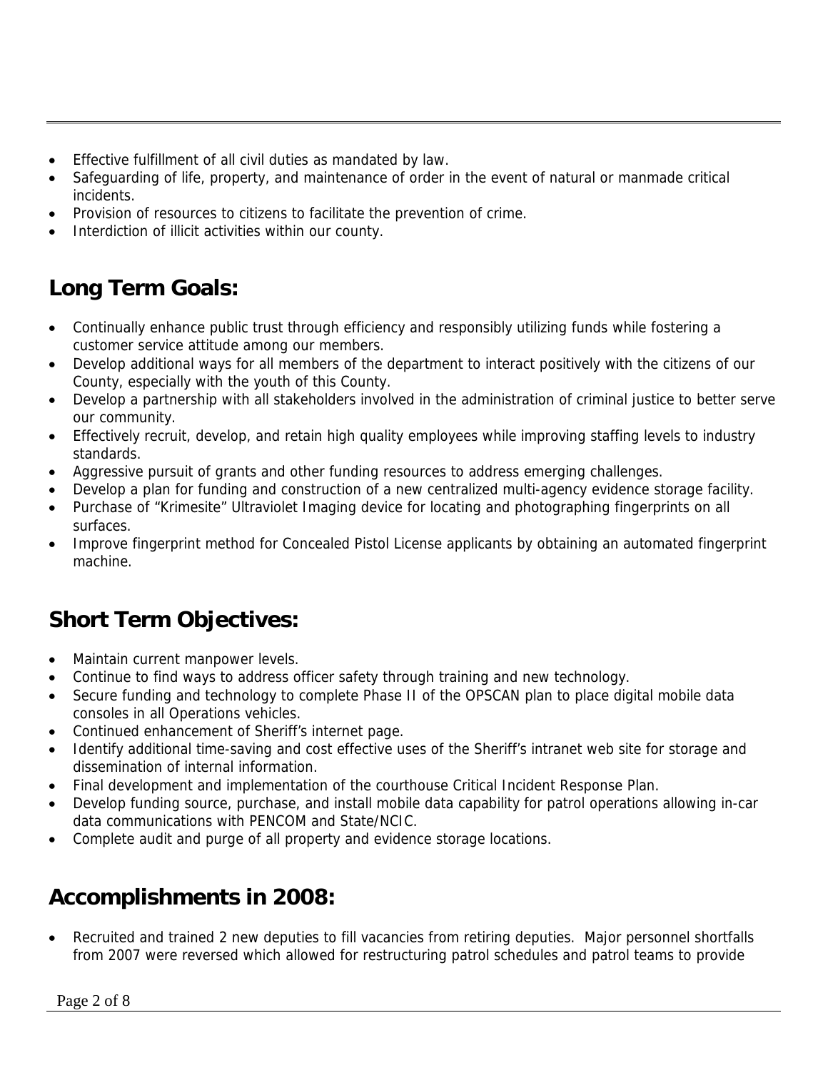- Effective fulfillment of all civil duties as mandated by law.
- Safeguarding of life, property, and maintenance of order in the event of natural or manmade critical incidents.
- Provision of resources to citizens to facilitate the prevention of crime.
- Interdiction of illicit activities within our county.

## Long Term Goals:

- Continually enhance public trust through efficiency and responsibly utilizing funds while fostering a customer service attitude among our members.
- Develop additional ways for all members of the department to interact positively with the citizens of our County, especially with the youth of this County.
- Develop a partnership with all stakeholders involved in the administration of criminal justice to better serve our community.
- Effectively recruit, develop, and retain high quality employees while improving staffing levels to industry standards.
- Aggressive pursuit of grants and other funding resources to address emerging challenges.
- Develop a plan for funding and construction of a new centralized multi-agency evidence storage facility.
- Purchase of "Krimesite" Ultraviolet Imaging device for locating and photographing fingerprints on all surfaces.
- Improve fingerprint method for Concealed Pistol License applicants by obtaining an automated fingerprint machine.

## Short Term Objectives:

- Maintain current manpower levels.
- Continue to find ways to address officer safety through training and new technology.
- Secure funding and technology to complete Phase II of the OPSCAN plan to place digital mobile data consoles in all Operations vehicles.
- Continued enhancement of Sheriff's internet page.
- Identify additional time-saving and cost effective uses of the Sheriff's intranet web site for storage and dissemination of internal information.
- Final development and implementation of the courthouse Critical Incident Response Plan.
- Develop funding source, purchase, and install mobile data capability for patrol operations allowing in-car data communications with PENCOM and State/NCIC.
- Complete audit and purge of all property and evidence storage locations.

## Accomplishments in 2008:

- Recruited and trained 2 new deputies to fill vacancies from retiring deputies. Major personnel shortfalls from 2007 were reversed which allowed for restructuring patrol schedules and patrol teams to provide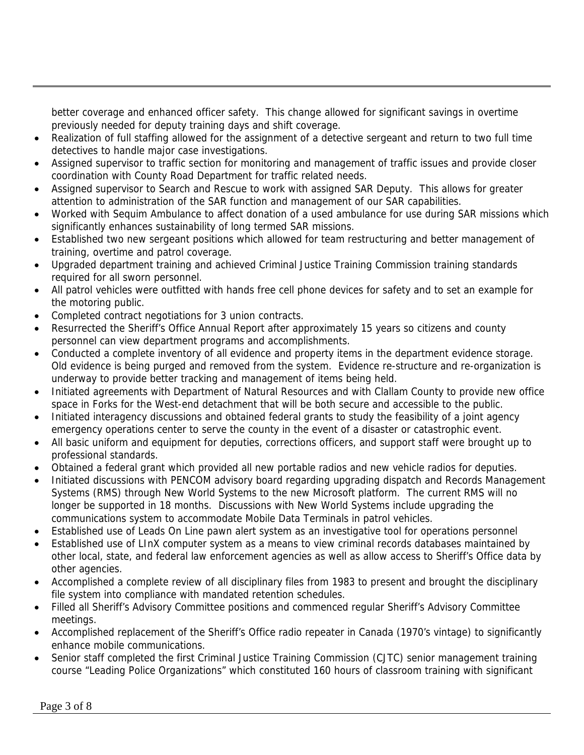better coverage and enhanced officer safety. This change allowed for significant savings in overtime previously needed for deputy training days and shift coverage.

- Realization of full staffing allowed for the assignment of a detective sergeant and return to two full time detectives to handle major case investigations.
- Assigned supervisor to traffic section for monitoring and management of traffic issues and provide closer coordination with County Road Department for traffic related needs.
- Assigned supervisor to Search and Rescue to work with assigned SAR Deputy. This allows for greater attention to administration of the SAR function and management of our SAR capabilities.
- Worked with Sequim Ambulance to affect donation of a used ambulance for use during SAR missions which significantly enhances sustainability of long termed SAR missions.
- Established two new sergeant positions which allowed for team restructuring and better management of training, overtime and patrol coverage.
- Upgraded department training and achieved Criminal Justice Training Commission training standards required for all sworn personnel.
- All patrol vehicles were outfitted with hands free cell phone devices for safety and to set an example for the motoring public.
- Completed contract negotiations for 3 union contracts.
- Resurrected the Sheriff's Office Annual Report after approximately 15 years so citizens and county personnel can view department programs and accomplishments.
- Conducted a complete inventory of all evidence and property items in the department evidence storage. Old evidence is being purged and removed from the system. Evidence re-structure and re-organization is underway to provide better tracking and management of items being held.
- Initiated agreements with Department of Natural Resources and with Clallam County to provide new office space in Forks for the West-end detachment that will be both secure and accessible to the public.
- Initiated interagency discussions and obtained federal grants to study the feasibility of a joint agency emergency operations center to serve the county in the event of a disaster or catastrophic event.
- All basic uniform and equipment for deputies, corrections officers, and support staff were brought up to professional standards.
- Obtained a federal grant which provided all new portable radios and new vehicle radios for deputies.
- Initiated discussions with PENCOM advisory board regarding upgrading dispatch and Records Management Systems (RMS) through New World Systems to the new Microsoft platform. The current RMS will no longer be supported in 18 months. Discussions with New World Systems include upgrading the communications system to accommodate Mobile Data Terminals in patrol vehicles.
- Established use of Leads On Line pawn alert system as an investigative tool for operations personnel
- Established use of LInX computer system as a means to view criminal records databases maintained by other local, state, and federal law enforcement agencies as well as allow access to Sheriff's Office data by other agencies.
- Accomplished a complete review of all disciplinary files from 1983 to present and brought the disciplinary file system into compliance with mandated retention schedules.
- Filled all Sheriff's Advisory Committee positions and commenced regular Sheriff's Advisory Committee meetings.
- Accomplished replacement of the Sheriff's Office radio repeater in Canada (1970's vintage) to significantly enhance mobile communications.
- Senior staff completed the first Criminal Justice Training Commission (CJTC) senior management training course "Leading Police Organizations" which constituted 160 hours of classroom training with significant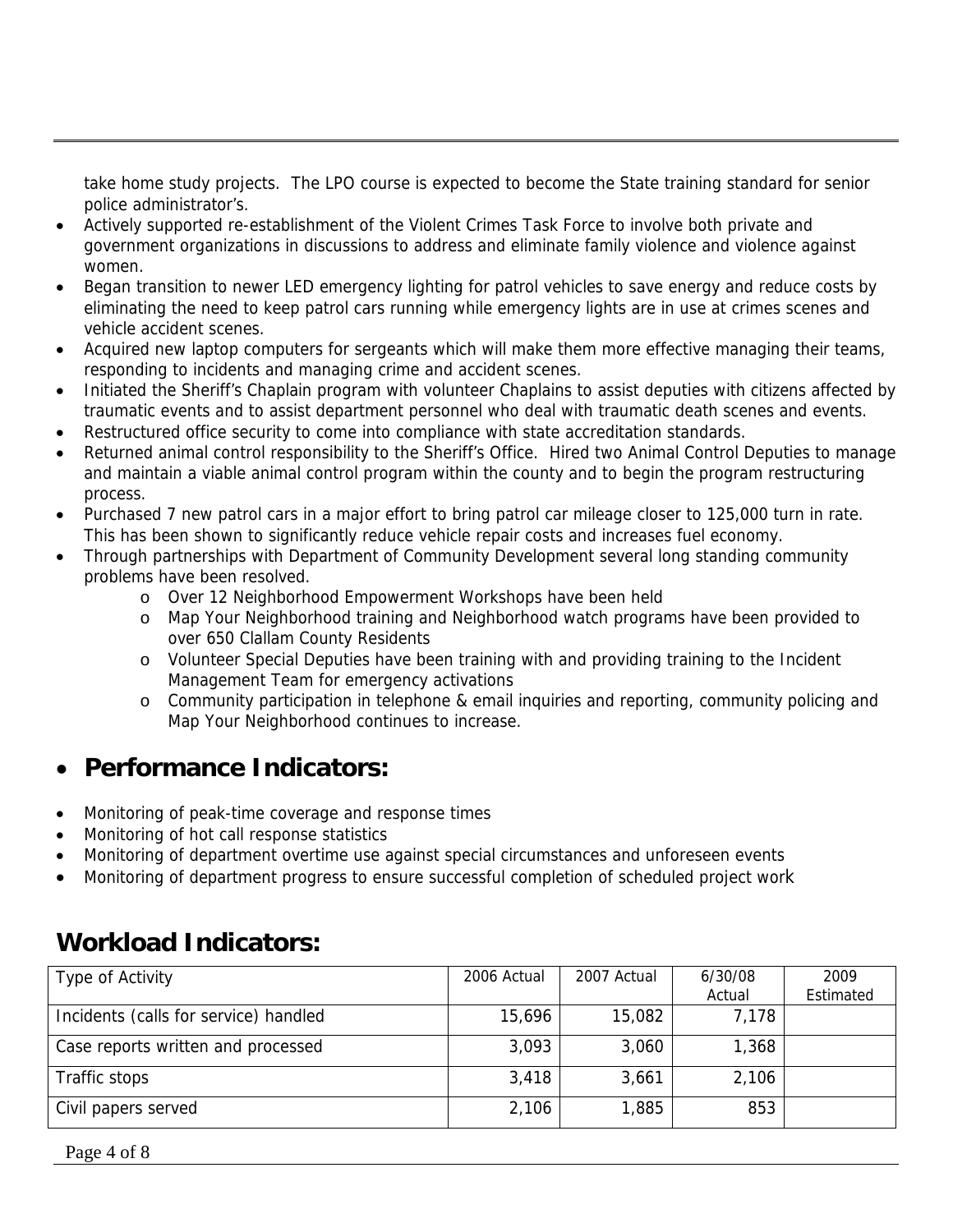take home study projects. The LPO course is expected to become the State training standard for senior police administrator's.

- Actively supported re-establishment of the Violent Crimes Task Force to involve both private and government organizations in discussions to address and eliminate family violence and violence against women.
- Began transition to newer LED emergency lighting for patrol vehicles to save energy and reduce costs by eliminating the need to keep patrol cars running while emergency lights are in use at crimes scenes and vehicle accident scenes.
- Acquired new laptop computers for sergeants which will make them more effective managing their teams, responding to incidents and managing crime and accident scenes.
- Initiated the Sheriff's Chaplain program with volunteer Chaplains to assist deputies with citizens affected by traumatic events and to assist department personnel who deal with traumatic death scenes and events.
- Restructured office security to come into compliance with state accreditation standards.
- Returned animal control responsibility to the Sheriff's Office. Hired two Animal Control Deputies to manage and maintain a viable animal control program within the county and to begin the program restructuring process.
- Purchased 7 new patrol cars in a major effort to bring patrol car mileage closer to 125,000 turn in rate. This has been shown to significantly reduce vehicle repair costs and increases fuel economy.
- Through partnerships with Department of Community Development several long standing community problems have been resolved.
    - Over 12 Neighborhood Empowerment Workshops have been held
    - Map Your Neighborhood training and Neighborhood watch programs have been provided to over 650 Clallam County Residents
    - Volunteer Special Deputies have been training with and providing training to the Incident Management Team for emergency activations
    - Community participation in telephone & email inquiries and reporting, community policing and Map Your Neighborhood continues to increase.

## Performance Indicators:

- Monitoring of peak-time coverage and response times
- Monitoring of hot call response statistics
- Monitoring of department overtime use against special circumstances and unforeseen events
- Monitoring of department progress to ensure successful completion of scheduled project work

## Workload Indicators:

| Type of Activity | 2006 Actual | 2007 Actual | 6/30/08 Actual | 2009 Estimated |
|---|---|---|---|---|
| Incidents (calls for service) handled | 15,696 | 15,082 | 7,178 | |
| Case reports written and processed | 3,093 | 3,060 | 1,368 | |
| Traffic stops | 3,418 | 3,661 | 2,106 | |
| Civil papers served | 2,106 | 1,885 | 853 | |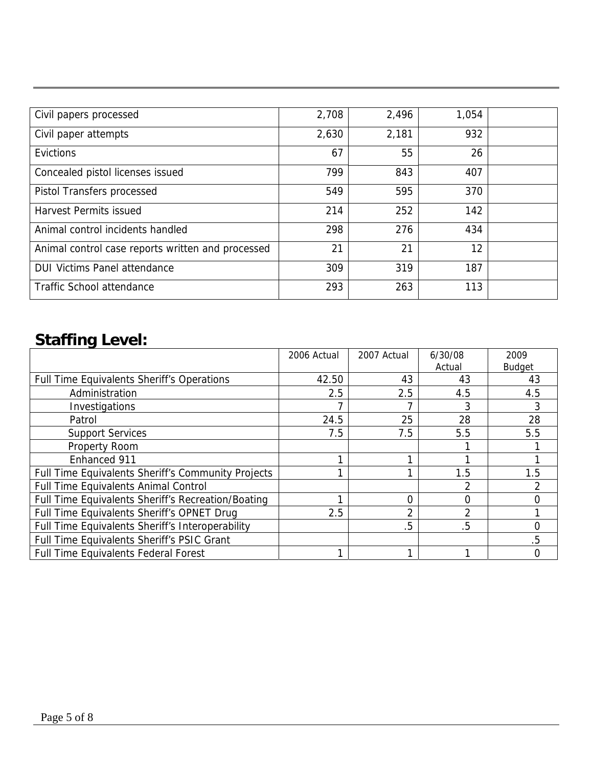| Civil papers processed | 2,708 | 2,496 | 1,054 | |
|---|---|---|---|---|
| Civil paper attempts | 2,630 | 2,181 | 932 | |
| Evictions | 67 | 55 | 26 | |
| Concealed pistol licenses issued | 799 | 843 | 407 | |
| Pistol Transfers processed | 549 | 595 | 370 | |
| Harvest Permits issued | 214 | 252 | 142 | |
| Animal control incidents handled | 298 | 276 | 434 | |
| Animal control case reports written and processed | 21 | 21 | 12 | |
| DUI Victims Panel attendance | 309 | 319 | 187 | |
| Traffic School attendance | 293 | 263 | 113 | |

## Staffing Level:

| | 2006 Actual | 2007 Actual | 6/30/08 Actual | 2009 Budget |
|---|---|---|---|---|
| Full Time Equivalents Sheriff's Operations | 42.50 | 43 | 43 | 43 |
| Administration | 2.5 | 2.5 | 4.5 | 4.5 |
| Investigations | 7 | 7 | 3 | 3 |
| Patrol | 24.5 | 25 | 28 | 28 |
| Support Services | 7.5 | 7.5 | 5.5 | 5.5 |
| Property Room | | | 1 | 1 |
| Enhanced 911 | 1 | 1 | 1 | 1 |
| Full Time Equivalents Sheriff's Community Projects | 1 | 1 | 1.5 | 1.5 |
| Full Time Equivalents Animal Control | | | 2 | 2 |
| Full Time Equivalents Sheriff's Recreation/Boating | 1 | 0 | 0 | 0 |
| Full Time Equivalents Sheriff's OPNET Drug | 2.5 | 2 | 2 | 1 |
| Full Time Equivalents Sheriff's Interoperability | | .5 | .5 | 0 |
| Full Time Equivalents Sheriff's PSIC Grant | | | | .5 |
| Full Time Equivalents Federal Forest | 1 | 1 | 1 | 0 |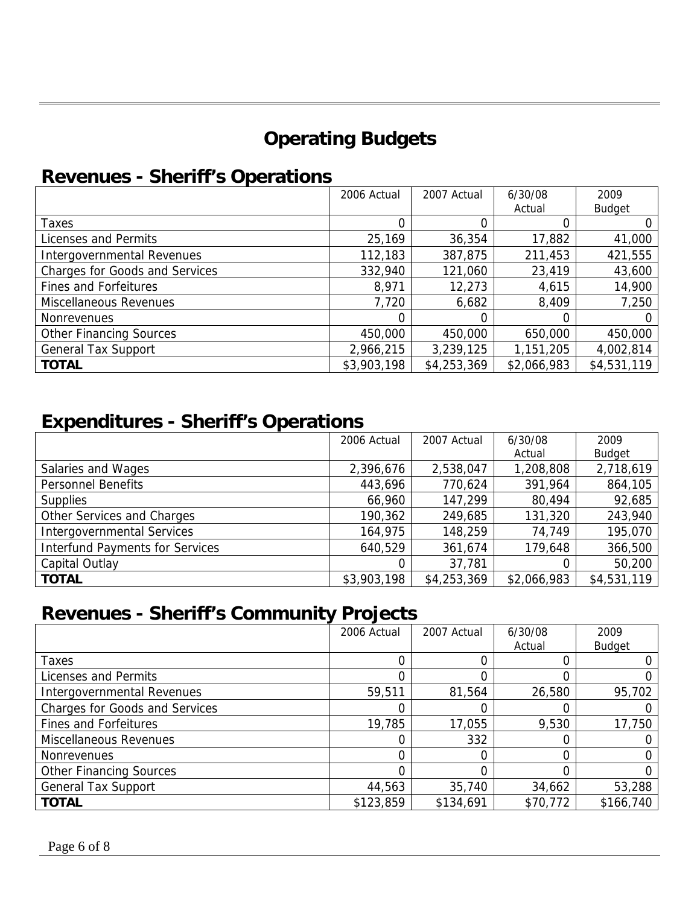# Operating Budgets

## Revenues - Sheriff's Operations

| | 2006 Actual | 2007 Actual | 6/30/08 Actual | 2009 Budget |
|---|---|---|---|---|
| Taxes | 0 | 0 | 0 | 0 |
| Licenses and Permits | 25,169 | 36,354 | 17,882 | 41,000 |
| Intergovernmental Revenues | 112,183 | 387,875 | 211,453 | 421,555 |
| Charges for Goods and Services | 332,940 | 121,060 | 23,419 | 43,600 |
| Fines and Forfeitures | 8,971 | 12,273 | 4,615 | 14,900 |
| Miscellaneous Revenues | 7,720 | 6,682 | 8,409 | 7,250 |
| Nonrevenues | 0 | 0 | 0 | 0 |
| Other Financing Sources | 450,000 | 450,000 | 650,000 | 450,000 |
| General Tax Support | 2,966,215 | 3,239,125 | 1,151,205 | 4,002,814 |
| **TOTAL** | $3,903,198 | $4,253,369 | $2,066,983 | $4,531,119 |

## Expenditures - Sheriff's Operations

| | 2006 Actual | 2007 Actual | 6/30/08 Actual | 2009 Budget |
|---|---|---|---|---|
| Salaries and Wages | 2,396,676 | 2,538,047 | 1,208,808 | 2,718,619 |
| Personnel Benefits | 443,696 | 770,624 | 391,964 | 864,105 |
| Supplies | 66,960 | 147,299 | 80,494 | 92,685 |
| Other Services and Charges | 190,362 | 249,685 | 131,320 | 243,940 |
| Intergovernmental Services | 164,975 | 148,259 | 74,749 | 195,070 |
| Interfund Payments for Services | 640,529 | 361,674 | 179,648 | 366,500 |
| Capital Outlay | 0 | 37,781 | 0 | 50,200 |
| **TOTAL** | $3,903,198 | $4,253,369 | $2,066,983 | $4,531,119 |

## Revenues - Sheriff's Community Projects

| | 2006 Actual | 2007 Actual | 6/30/08 Actual | 2009 Budget |
|---|---|---|---|---|
| Taxes | 0 | 0 | 0 | 0 |
| Licenses and Permits | 0 | 0 | 0 | 0 |
| Intergovernmental Revenues | 59,511 | 81,564 | 26,580 | 95,702 |
| Charges for Goods and Services | 0 | 0 | 0 | 0 |
| Fines and Forfeitures | 19,785 | 17,055 | 9,530 | 17,750 |
| Miscellaneous Revenues | 0 | 332 | 0 | 0 |
| Nonrevenues | 0 | 0 | 0 | 0 |
| Other Financing Sources | 0 | 0 | 0 | 0 |
| General Tax Support | 44,563 | 35,740 | 34,662 | 53,288 |
| **TOTAL** | $123,859 | $134,691 | $70,772 | $166,740 |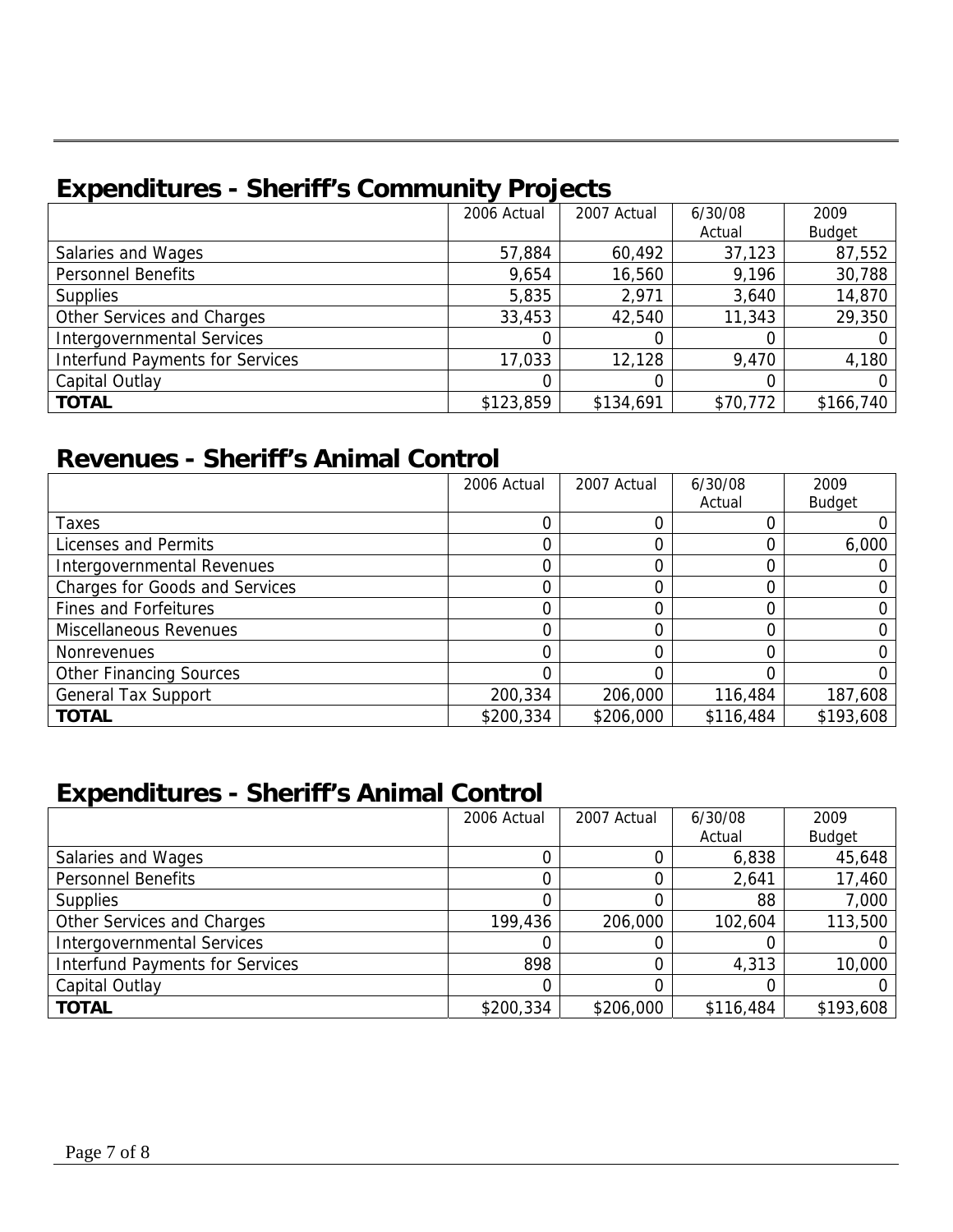## Expenditures - Sheriff's Community Projects

| | 2006 Actual | 2007 Actual | 6/30/08 Actual | 2009 Budget |
|---|---|---|---|---|
| Salaries and Wages | 57,884 | 60,492 | 37,123 | 87,552 |
| Personnel Benefits | 9,654 | 16,560 | 9,196 | 30,788 |
| Supplies | 5,835 | 2,971 | 3,640 | 14,870 |
| Other Services and Charges | 33,453 | 42,540 | 11,343 | 29,350 |
| Intergovernmental Services | 0 | 0 | 0 | 0 |
| Interfund Payments for Services | 17,033 | 12,128 | 9,470 | 4,180 |
| Capital Outlay | 0 | 0 | 0 | 0 |
| **TOTAL** | $123,859 | $134,691 | $70,772 | $166,740 |

## Revenues - Sheriff's Animal Control

| | 2006 Actual | 2007 Actual | 6/30/08 Actual | 2009 Budget |
|---|---|---|---|---|
| Taxes | 0 | 0 | 0 | 0 |
| Licenses and Permits | 0 | 0 | 0 | 6,000 |
| Intergovernmental Revenues | 0 | 0 | 0 | 0 |
| Charges for Goods and Services | 0 | 0 | 0 | 0 |
| Fines and Forfeitures | 0 | 0 | 0 | 0 |
| Miscellaneous Revenues | 0 | 0 | 0 | 0 |
| Nonrevenues | 0 | 0 | 0 | 0 |
| Other Financing Sources | 0 | 0 | 0 | 0 |
| General Tax Support | 200,334 | 206,000 | 116,484 | 187,608 |
| **TOTAL** | $200,334 | $206,000 | $116,484 | $193,608 |

## Expenditures - Sheriff's Animal Control

| | 2006 Actual | 2007 Actual | 6/30/08 Actual | 2009 Budget |
|---|---|---|---|---|
| Salaries and Wages | 0 | 0 | 6,838 | 45,648 |
| Personnel Benefits | 0 | 0 | 2,641 | 17,460 |
| Supplies | 0 | 0 | 88 | 7,000 |
| Other Services and Charges | 199,436 | 206,000 | 102,604 | 113,500 |
| Intergovernmental Services | 0 | 0 | 0 | 0 |
| Interfund Payments for Services | 898 | 0 | 4,313 | 10,000 |
| Capital Outlay | 0 | 0 | 0 | 0 |
| **TOTAL** | $200,334 | $206,000 | $116,484 | $193,608 |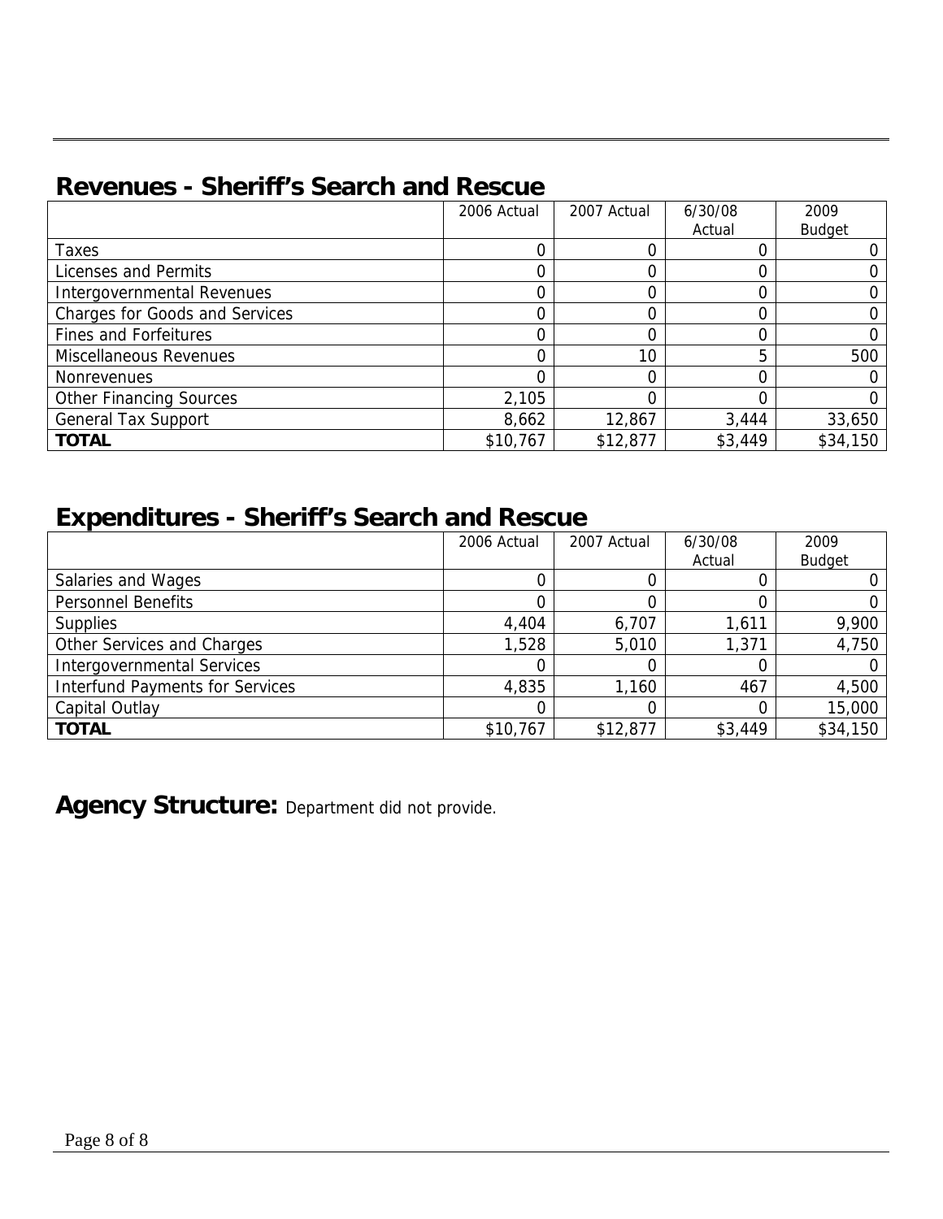## Revenues - Sheriff's Search and Rescue

| | 2006 Actual | 2007 Actual | 6/30/08 Actual | 2009 Budget |
|---|---|---|---|---|
| Taxes | 0 | 0 | 0 | 0 |
| Licenses and Permits | 0 | 0 | 0 | 0 |
| Intergovernmental Revenues | 0 | 0 | 0 | 0 |
| Charges for Goods and Services | 0 | 0 | 0 | 0 |
| Fines and Forfeitures | 0 | 0 | 0 | 0 |
| Miscellaneous Revenues | 0 | 10 | 5 | 500 |
| Nonrevenues | 0 | 0 | 0 | 0 |
| Other Financing Sources | 2,105 | 0 | 0 | 0 |
| General Tax Support | 8,662 | 12,867 | 3,444 | 33,650 |
| **TOTAL** | $10,767 | $12,877 | $3,449 | $34,150 |

## Expenditures - Sheriff's Search and Rescue

| | 2006 Actual | 2007 Actual | 6/30/08 Actual | 2009 Budget |
|---|---|---|---|---|
| Salaries and Wages | 0 | 0 | 0 | 0 |
| Personnel Benefits | 0 | 0 | 0 | 0 |
| Supplies | 4,404 | 6,707 | 1,611 | 9,900 |
| Other Services and Charges | 1,528 | 5,010 | 1,371 | 4,750 |
| Intergovernmental Services | 0 | 0 | 0 | 0 |
| Interfund Payments for Services | 4,835 | 1,160 | 467 | 4,500 |
| Capital Outlay | 0 | 0 | 0 | 15,000 |
| **TOTAL** | $10,767 | $12,877 | $3,449 | $34,150 |

## Agency Structure: Department did not provide.